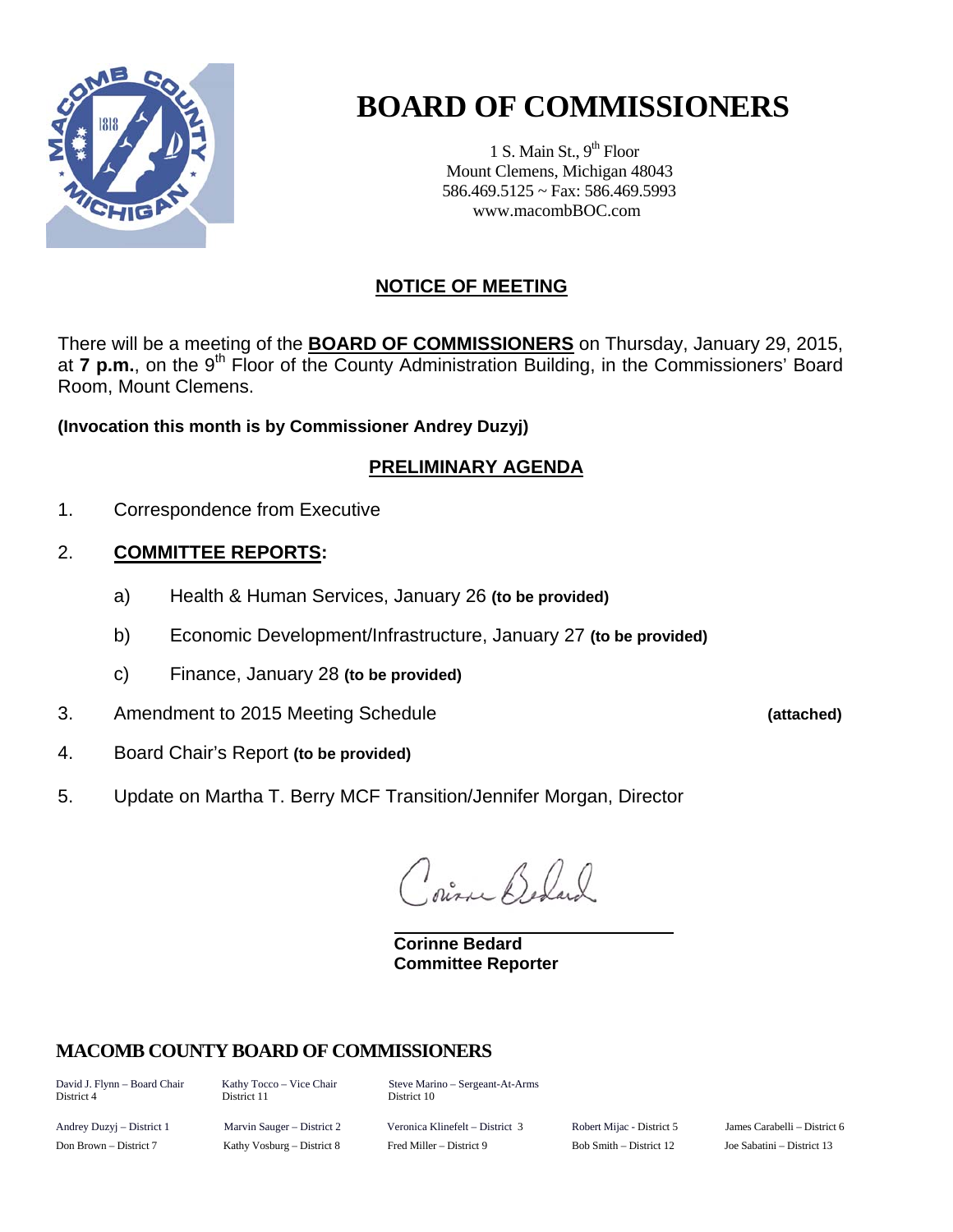# BOARD OF COMMISSIONERS

1 S. Main St., 9th Floor
Mount Clemens, Michigan 48043
586.469.5125 ~ Fax: 586.469.5993
www.macombBOC.com

## NOTICE OF MEETING

There will be a meeting of the **BOARD OF COMMISSIONERS** on Thursday, January 29, 2015, at **7 p.m.**, on the 9th Floor of the County Administration Building, in the Commissioners' Board Room, Mount Clemens.

**(Invocation this month is by Commissioner Andrey Duzyj)**

## PRELIMINARY AGENDA

1. Correspondence from Executive

2. **COMMITTEE REPORTS:**

   a) Health & Human Services, January 26 **(to be provided)**

   b) Economic Development/Infrastructure, January 27 **(to be provided)**

   c) Finance, January 28 **(to be provided)**

3. Amendment to 2015 Meeting Schedule **(attached)**

4. Board Chair's Report **(to be provided)**

5. Update on Martha T. Berry MCF Transition/Jennifer Morgan, Director

Corinne Bedard

**Corinne Bedard**
**Committee Reporter**

### MACOMB COUNTY BOARD OF COMMISSIONERS

David J. Flynn – Board Chair, District 4
Kathy Tocco – Vice Chair, District 11
Steve Marino – Sergeant-At-Arms, District 10

Andrey Duzyj – District 1
Marvin Sauger – District 2
Veronica Klinefelt – District 3
Robert Mijac - District 5
James Carabelli – District 6
Don Brown – District 7
Kathy Vosburg – District 8
Fred Miller – District 9
Bob Smith – District 12
Joe Sabatini – District 13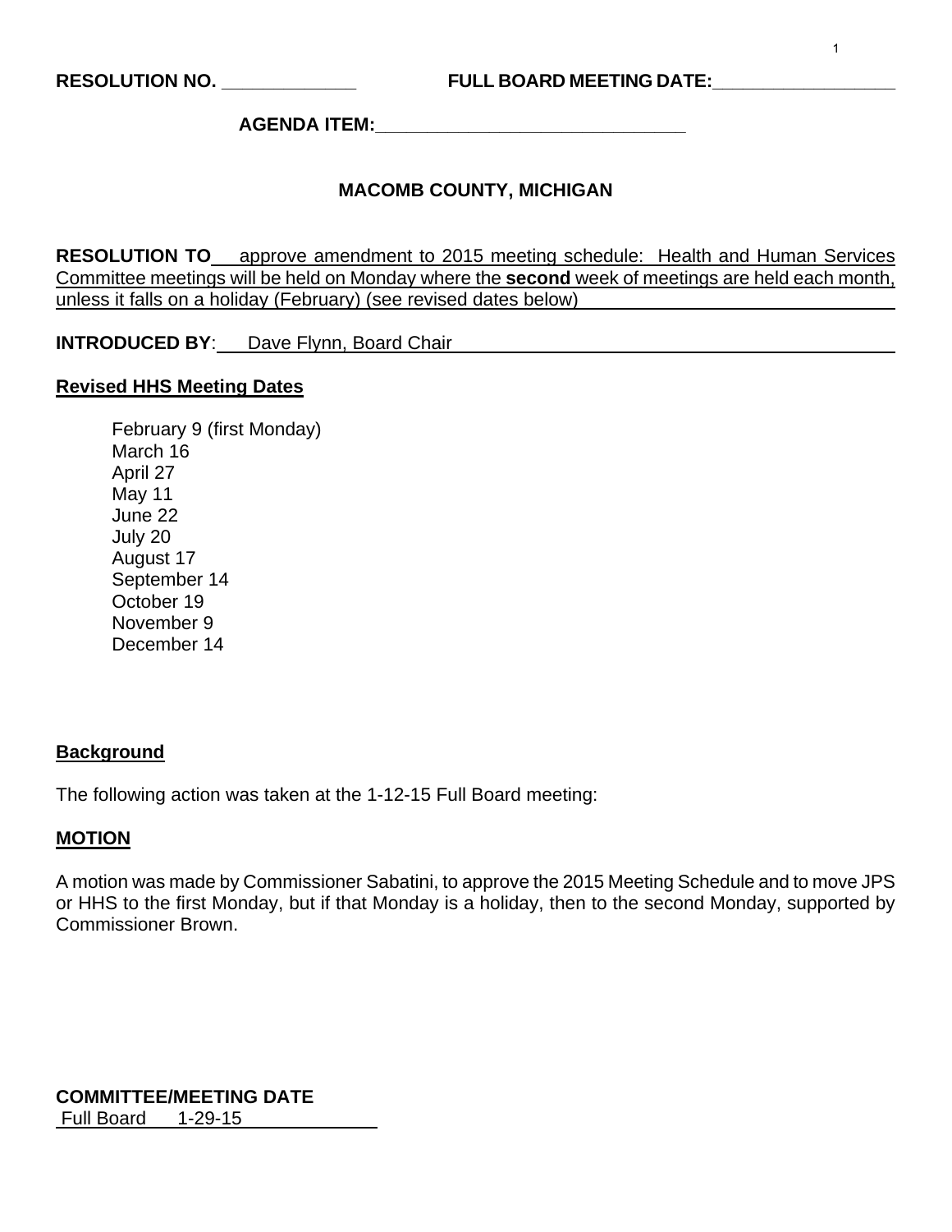**RESOLUTION NO. \_\_\_\_\_\_\_\_\_\_\_\_\_** **FULL BOARD MEETING DATE:\_\_\_\_\_\_\_\_\_\_\_\_\_\_\_\_\_\_**

**AGENDA ITEM:\_\_\_\_\_\_\_\_\_\_\_\_\_\_\_\_\_\_\_\_\_\_\_\_\_\_\_\_\_\_\_**

## MACOMB COUNTY, MICHIGAN

**RESOLUTION TO** approve amendment to 2015 meeting schedule: Health and Human Services Committee meetings will be held on Monday where the **second** week of meetings are held each month, unless it falls on a holiday (February) (see revised dates below)

**INTRODUCED BY**: Dave Flynn, Board Chair

**Revised HHS Meeting Dates**

February 9 (first Monday)
March 16
April 27
May 11
June 22
July 20
August 17
September 14
October 19
November 9
December 14

**Background**

The following action was taken at the 1-12-15 Full Board meeting:

**MOTION**

A motion was made by Commissioner Sabatini, to approve the 2015 Meeting Schedule and to move JPS or HHS to the first Monday, but if that Monday is a holiday, then to the second Monday, supported by Commissioner Brown.

**COMMITTEE/MEETING DATE**
Full Board 1-29-15